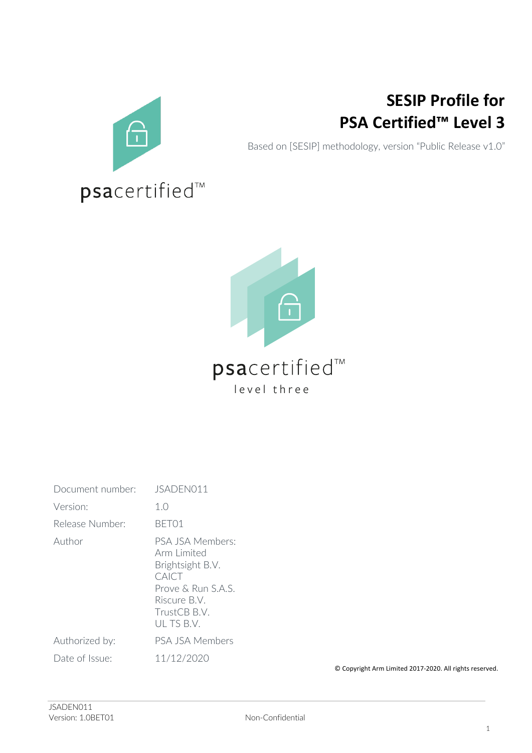# SESIP Profile for PSA Certified™ Level 3

Based on [SESIP] methodology, version "Public Release v1.0"

psacertified™

psacertified™
level three

| | |
|---|---|
| Document number: | JSADEN011 |
| Version: | 1.0 |
| Release Number: | BET01 |
| Author | PSA JSA Members: Arm Limited Brightsight B.V. CAICT Prove & Run S.A.S. Riscure B.V. TrustCB B.V. UL TS B.V. |
| Authorized by: | PSA JSA Members |
| Date of Issue: | 11/12/2020 |

© Copyright Arm Limited 2017-2020. All rights reserved.

Non-Confidential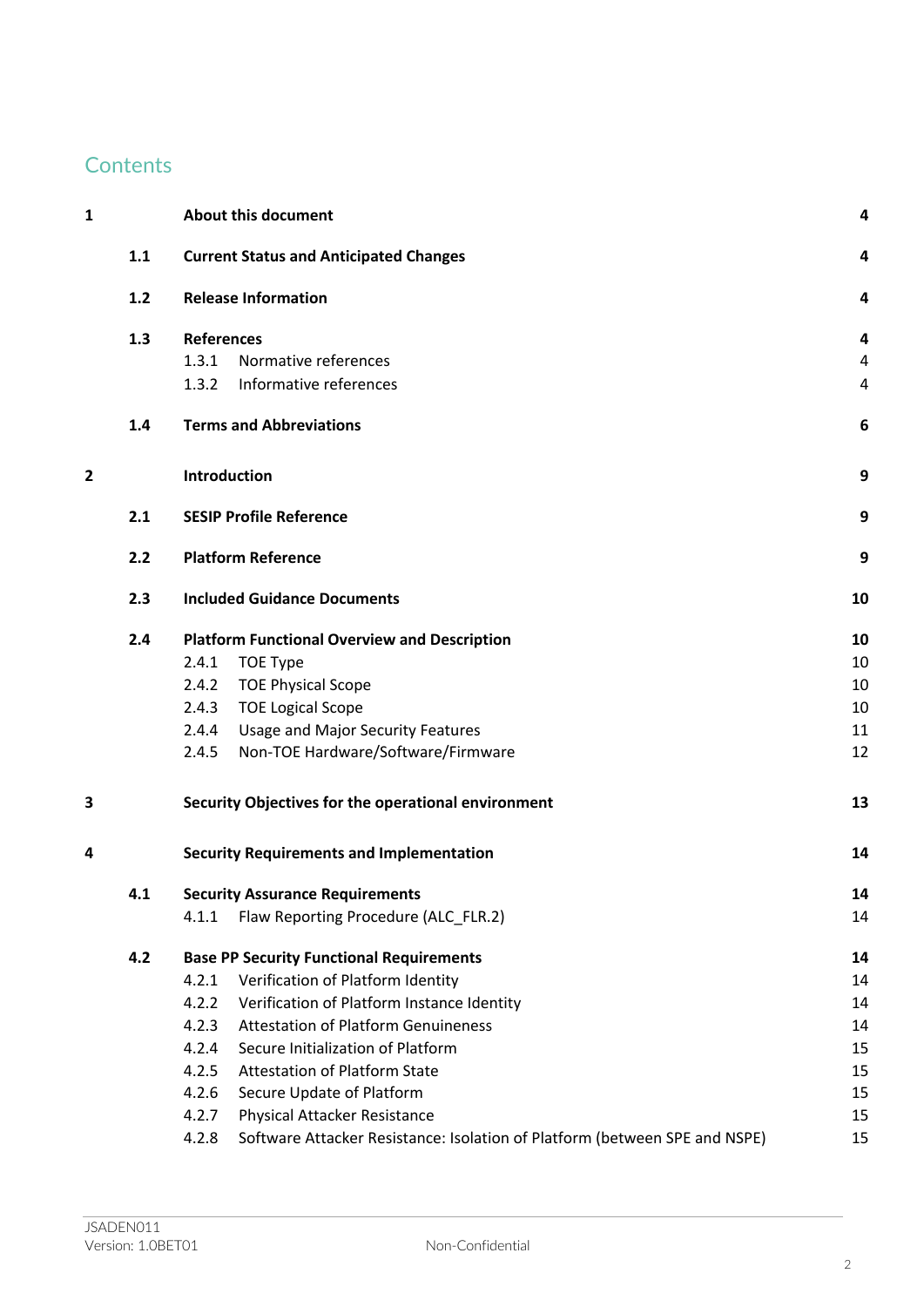# Contents

| | | | |
|---|---|---|---|
| **1** | | **About this document** | **4** |
| | **1.1** | **Current Status and Anticipated Changes** | **4** |
| | **1.2** | **Release Information** | **4** |
| | **1.3** | **References** | **4** |
| | | 1.3.1 Normative references | 4 |
| | | 1.3.2 Informative references | 4 |
| | **1.4** | **Terms and Abbreviations** | **6** |
| **2** | | **Introduction** | **9** |
| | **2.1** | **SESIP Profile Reference** | **9** |
| | **2.2** | **Platform Reference** | **9** |
| | **2.3** | **Included Guidance Documents** | **10** |
| | **2.4** | **Platform Functional Overview and Description** | **10** |
| | | 2.4.1 TOE Type | 10 |
| | | 2.4.2 TOE Physical Scope | 10 |
| | | 2.4.3 TOE Logical Scope | 10 |
| | | 2.4.4 Usage and Major Security Features | 11 |
| | | 2.4.5 Non-TOE Hardware/Software/Firmware | 12 |
| **3** | | **Security Objectives for the operational environment** | **13** |
| **4** | | **Security Requirements and Implementation** | **14** |
| | **4.1** | **Security Assurance Requirements** | **14** |
| | | 4.1.1 Flaw Reporting Procedure (ALC_FLR.2) | 14 |
| | **4.2** | **Base PP Security Functional Requirements** | **14** |
| | | 4.2.1 Verification of Platform Identity | 14 |
| | | 4.2.2 Verification of Platform Instance Identity | 14 |
| | | 4.2.3 Attestation of Platform Genuineness | 14 |
| | | 4.2.4 Secure Initialization of Platform | 15 |
| | | 4.2.5 Attestation of Platform State | 15 |
| | | 4.2.6 Secure Update of Platform | 15 |
| | | 4.2.7 Physical Attacker Resistance | 15 |
| | | 4.2.8 Software Attacker Resistance: Isolation of Platform (between SPE and NSPE) | 15 |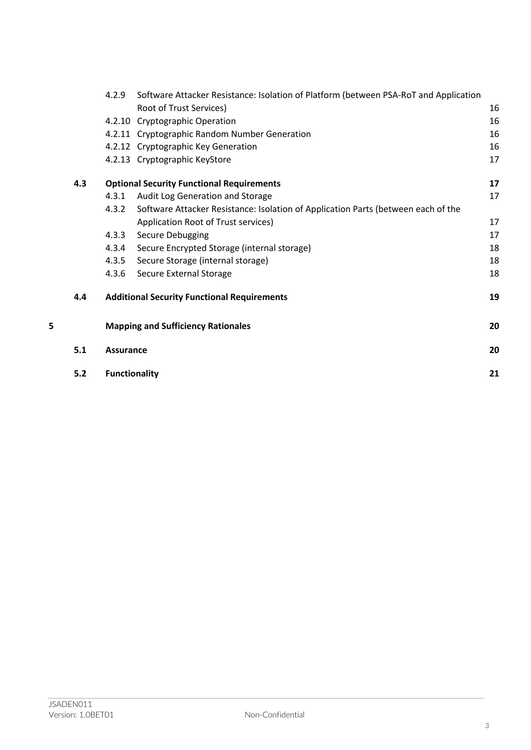| | | | |
|---|---|---|---|
| | 4.2.9 | Software Attacker Resistance: Isolation of Platform (between PSA-RoT and Application Root of Trust Services) | 16 |
| | 4.2.10 | Cryptographic Operation | 16 |
| | 4.2.11 | Cryptographic Random Number Generation | 16 |
| | 4.2.12 | Cryptographic Key Generation | 16 |
| | 4.2.13 | Cryptographic KeyStore | 17 |
| **4.3** | **Optional Security Functional Requirements** | | **17** |
| | 4.3.1 | Audit Log Generation and Storage | 17 |
| | 4.3.2 | Software Attacker Resistance: Isolation of Application Parts (between each of the Application Root of Trust services) | 17 |
| | 4.3.3 | Secure Debugging | 17 |
| | 4.3.4 | Secure Encrypted Storage (internal storage) | 18 |
| | 4.3.5 | Secure Storage (internal storage) | 18 |
| | 4.3.6 | Secure External Storage | 18 |
| **4.4** | **Additional Security Functional Requirements** | | **19** |
| **5** | **Mapping and Sufficiency Rationales** | | **20** |
| **5.1** | **Assurance** | | **20** |
| **5.2** | **Functionality** | | **21** |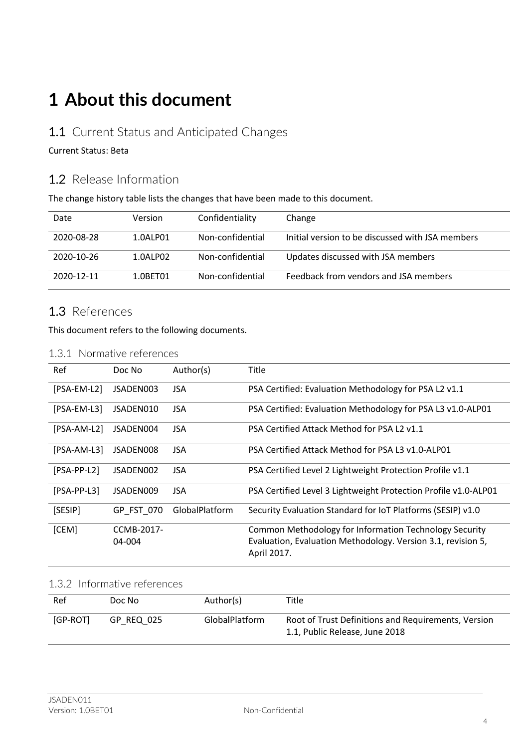# 1 About this document

## 1.1 Current Status and Anticipated Changes

Current Status: Beta

## 1.2 Release Information

The change history table lists the changes that have been made to this document.

| Date | Version | Confidentiality | Change |
|---|---|---|---|
| 2020-08-28 | 1.0ALP01 | Non-confidential | Initial version to be discussed with JSA members |
| 2020-10-26 | 1.0ALP02 | Non-confidential | Updates discussed with JSA members |
| 2020-12-11 | 1.0BET01 | Non-confidential | Feedback from vendors and JSA members |

## 1.3 References

This document refers to the following documents.

### 1.3.1 Normative references

| Ref | Doc No | Author(s) | Title |
|---|---|---|---|
| [PSA-EM-L2] | JSADEN003 | JSA | PSA Certified: Evaluation Methodology for PSA L2 v1.1 |
| [PSA-EM-L3] | JSADEN010 | JSA | PSA Certified: Evaluation Methodology for PSA L3 v1.0-ALP01 |
| [PSA-AM-L2] | JSADEN004 | JSA | PSA Certified Attack Method for PSA L2 v1.1 |
| [PSA-AM-L3] | JSADEN008 | JSA | PSA Certified Attack Method for PSA L3 v1.0-ALP01 |
| [PSA-PP-L2] | JSADEN002 | JSA | PSA Certified Level 2 Lightweight Protection Profile v1.1 |
| [PSA-PP-L3] | JSADEN009 | JSA | PSA Certified Level 3 Lightweight Protection Profile v1.0-ALP01 |
| [SESIP] | GP_FST_070 | GlobalPlatform | Security Evaluation Standard for IoT Platforms (SESIP) v1.0 |
| [CEM] | CCMB-2017-04-004 | | Common Methodology for Information Technology Security Evaluation, Evaluation Methodology. Version 3.1, revision 5, April 2017. |

### 1.3.2 Informative references

| Ref | Doc No | Author(s) | Title |
|---|---|---|---|
| [GP-ROT] | GP_REQ_025 | GlobalPlatform | Root of Trust Definitions and Requirements, Version 1.1, Public Release, June 2018 |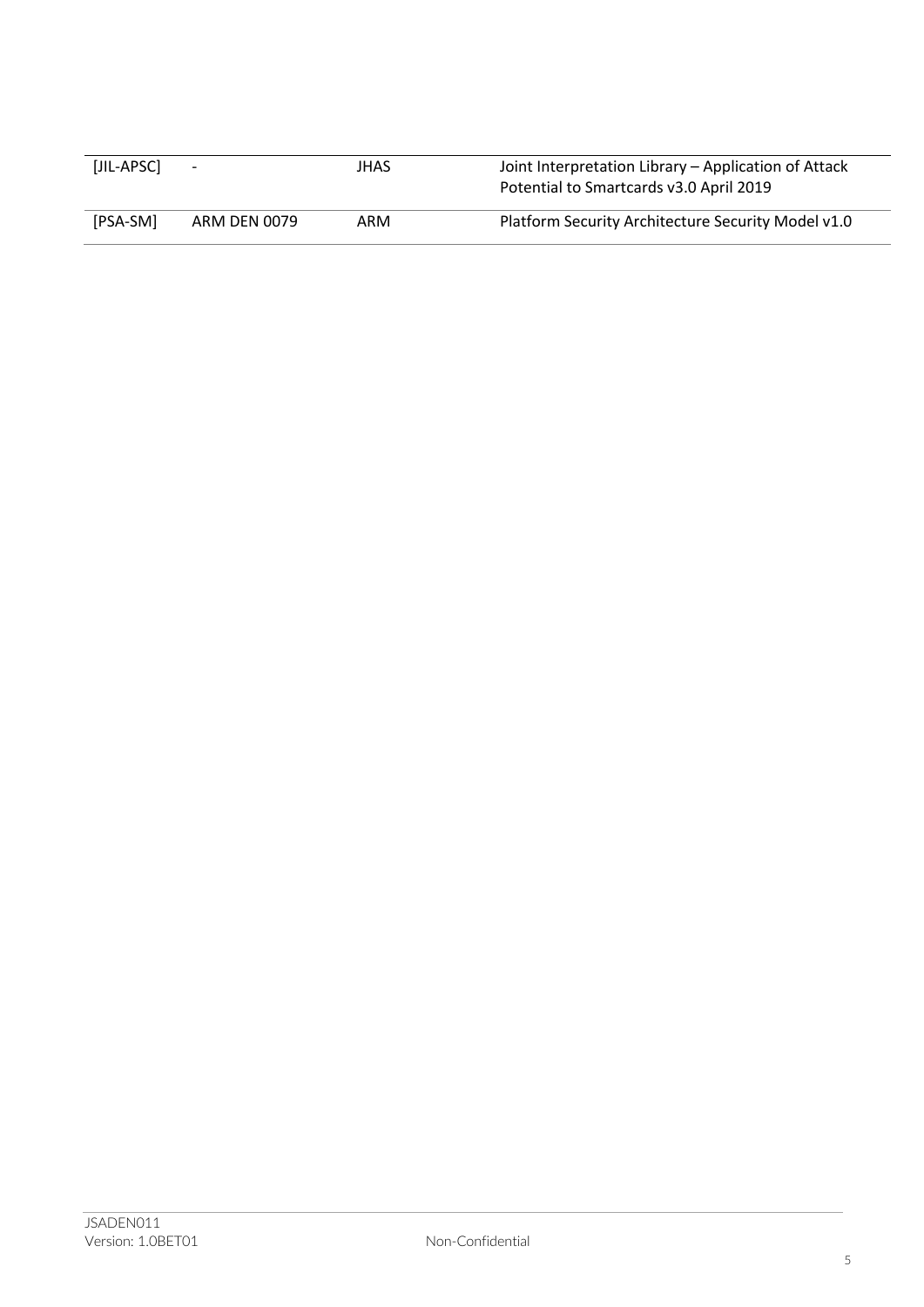| | | | |
|---|---|---|---|
| [JIL-APSC] | - | JHAS | Joint Interpretation Library – Application of Attack Potential to Smartcards v3.0 April 2019 |
| [PSA-SM] | ARM DEN 0079 | ARM | Platform Security Architecture Security Model v1.0 |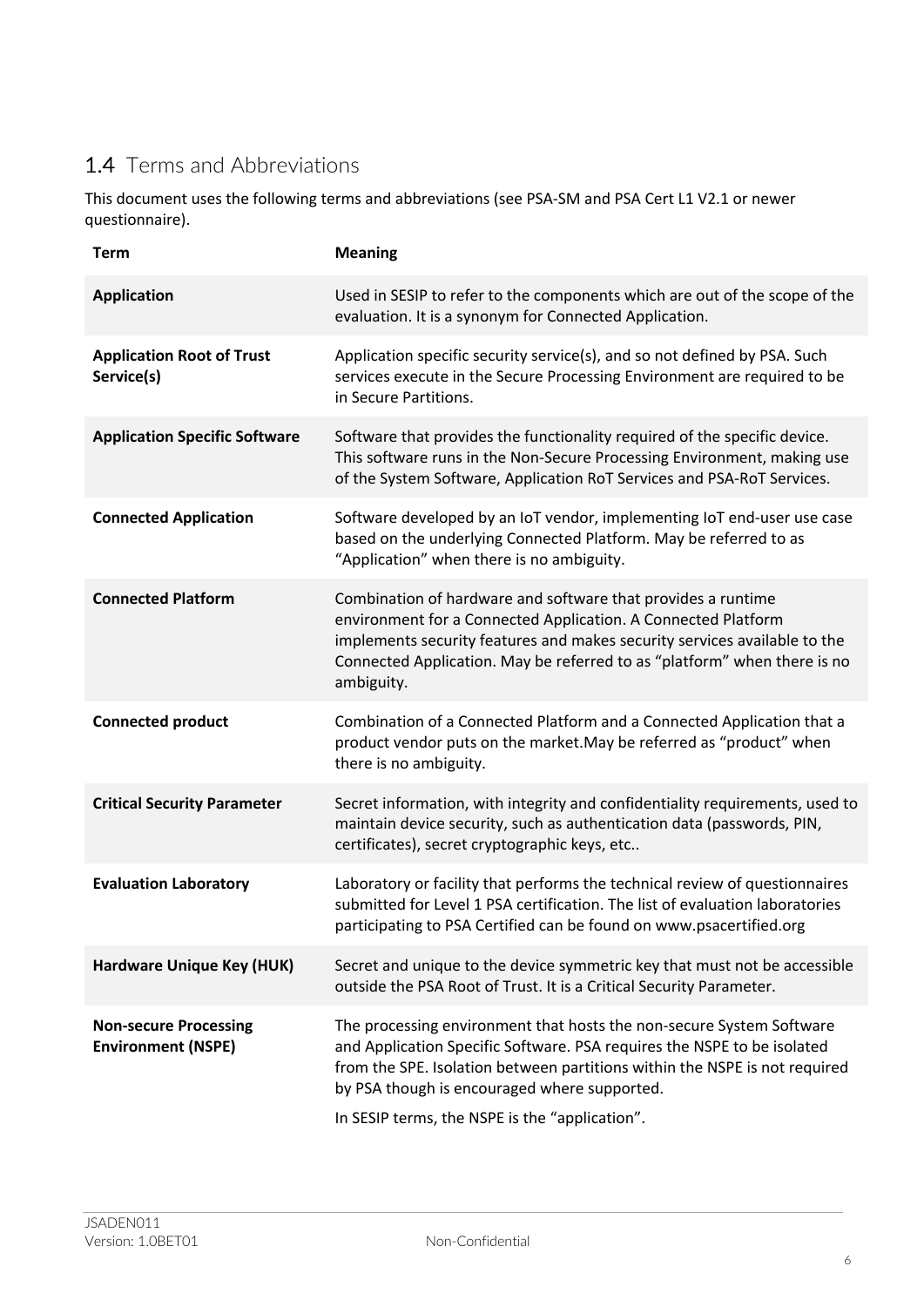## 1.4 Terms and Abbreviations

This document uses the following terms and abbreviations (see PSA-SM and PSA Cert L1 V2.1 or newer questionnaire).

| Term | Meaning |
|---|---|
| **Application** | Used in SESIP to refer to the components which are out of the scope of the evaluation. It is a synonym for Connected Application. |
| **Application Root of Trust Service(s)** | Application specific security service(s), and so not defined by PSA. Such services execute in the Secure Processing Environment are required to be in Secure Partitions. |
| **Application Specific Software** | Software that provides the functionality required of the specific device. This software runs in the Non-Secure Processing Environment, making use of the System Software, Application RoT Services and PSA-RoT Services. |
| **Connected Application** | Software developed by an IoT vendor, implementing IoT end-user use case based on the underlying Connected Platform. May be referred to as "Application" when there is no ambiguity. |
| **Connected Platform** | Combination of hardware and software that provides a runtime environment for a Connected Application. A Connected Platform implements security features and makes security services available to the Connected Application. May be referred to as "platform" when there is no ambiguity. |
| **Connected product** | Combination of a Connected Platform and a Connected Application that a product vendor puts on the market.May be referred as "product" when there is no ambiguity. |
| **Critical Security Parameter** | Secret information, with integrity and confidentiality requirements, used to maintain device security, such as authentication data (passwords, PIN, certificates), secret cryptographic keys, etc.. |
| **Evaluation Laboratory** | Laboratory or facility that performs the technical review of questionnaires submitted for Level 1 PSA certification. The list of evaluation laboratories participating to PSA Certified can be found on www.psacertified.org |
| **Hardware Unique Key (HUK)** | Secret and unique to the device symmetric key that must not be accessible outside the PSA Root of Trust. It is a Critical Security Parameter. |
| **Non-secure Processing Environment (NSPE)** | The processing environment that hosts the non-secure System Software and Application Specific Software. PSA requires the NSPE to be isolated from the SPE. Isolation between partitions within the NSPE is not required by PSA though is encouraged where supported. In SESIP terms, the NSPE is the "application". |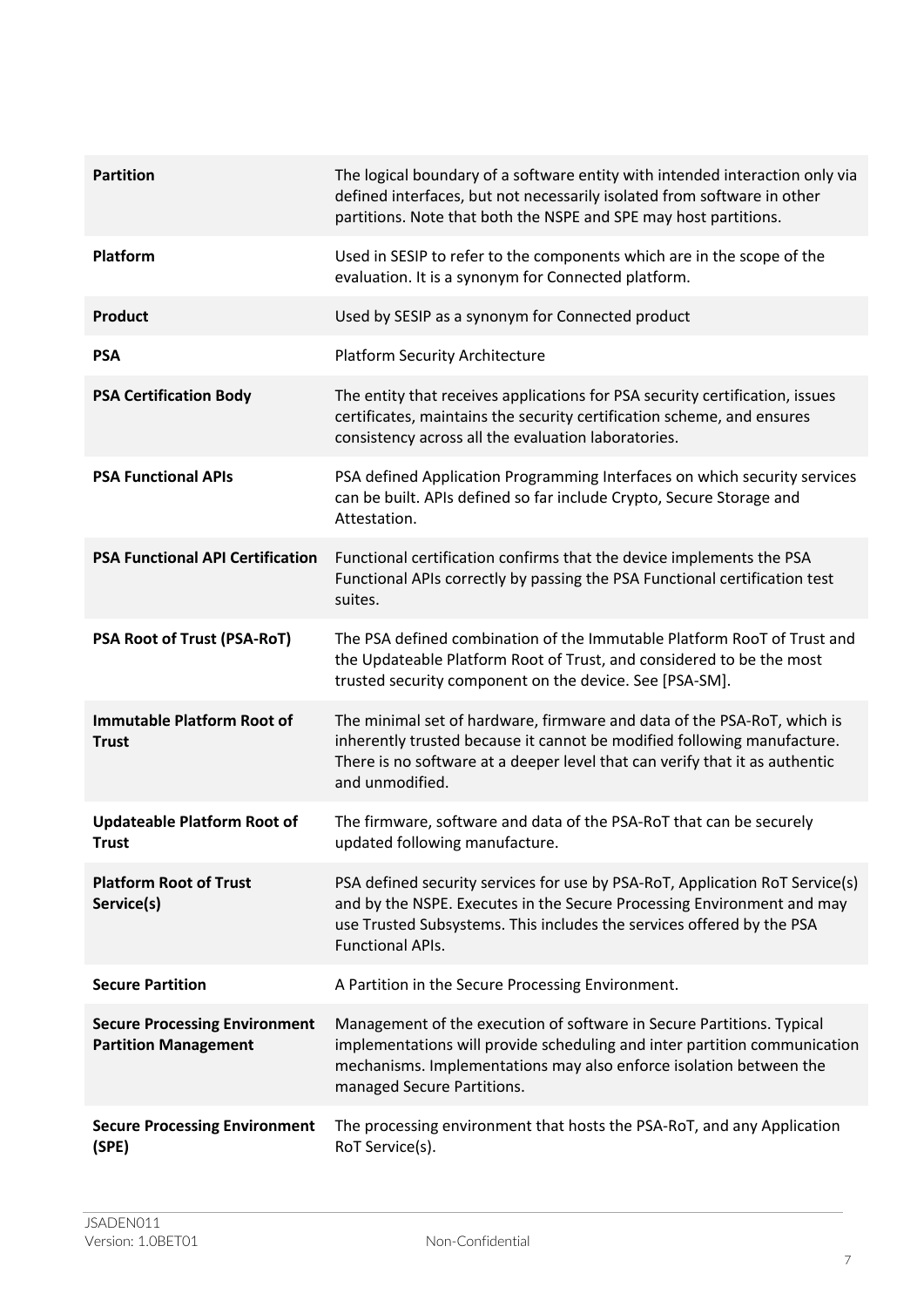| | |
|---|---|
| **Partition** | The logical boundary of a software entity with intended interaction only via defined interfaces, but not necessarily isolated from software in other partitions. Note that both the NSPE and SPE may host partitions. |
| **Platform** | Used in SESIP to refer to the components which are in the scope of the evaluation. It is a synonym for Connected platform. |
| **Product** | Used by SESIP as a synonym for Connected product |
| **PSA** | Platform Security Architecture |
| **PSA Certification Body** | The entity that receives applications for PSA security certification, issues certificates, maintains the security certification scheme, and ensures consistency across all the evaluation laboratories. |
| **PSA Functional APIs** | PSA defined Application Programming Interfaces on which security services can be built. APIs defined so far include Crypto, Secure Storage and Attestation. |
| **PSA Functional API Certification** | Functional certification confirms that the device implements the PSA Functional APIs correctly by passing the PSA Functional certification test suites. |
| **PSA Root of Trust (PSA-RoT)** | The PSA defined combination of the Immutable Platform RooT of Trust and the Updateable Platform Root of Trust, and considered to be the most trusted security component on the device. See [PSA-SM]. |
| **Immutable Platform Root of Trust** | The minimal set of hardware, firmware and data of the PSA-RoT, which is inherently trusted because it cannot be modified following manufacture. There is no software at a deeper level that can verify that it as authentic and unmodified. |
| **Updateable Platform Root of Trust** | The firmware, software and data of the PSA-RoT that can be securely updated following manufacture. |
| **Platform Root of Trust Service(s)** | PSA defined security services for use by PSA-RoT, Application RoT Service(s) and by the NSPE. Executes in the Secure Processing Environment and may use Trusted Subsystems. This includes the services offered by the PSA Functional APIs. |
| **Secure Partition** | A Partition in the Secure Processing Environment. |
| **Secure Processing Environment Partition Management** | Management of the execution of software in Secure Partitions. Typical implementations will provide scheduling and inter partition communication mechanisms. Implementations may also enforce isolation between the managed Secure Partitions. |
| **Secure Processing Environment (SPE)** | The processing environment that hosts the PSA-RoT, and any Application RoT Service(s). |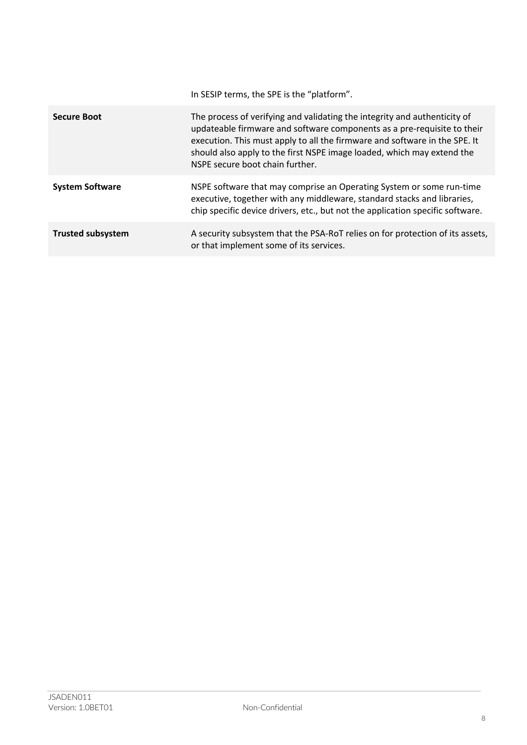| | |
|---|---|
| | In SESIP terms, the SPE is the "platform". |
| **Secure Boot** | The process of verifying and validating the integrity and authenticity of updateable firmware and software components as a pre-requisite to their execution. This must apply to all the firmware and software in the SPE. It should also apply to the first NSPE image loaded, which may extend the NSPE secure boot chain further. |
| **System Software** | NSPE software that may comprise an Operating System or some run-time executive, together with any middleware, standard stacks and libraries, chip specific device drivers, etc., but not the application specific software. |
| **Trusted subsystem** | A security subsystem that the PSA-RoT relies on for protection of its assets, or that implement some of its services. |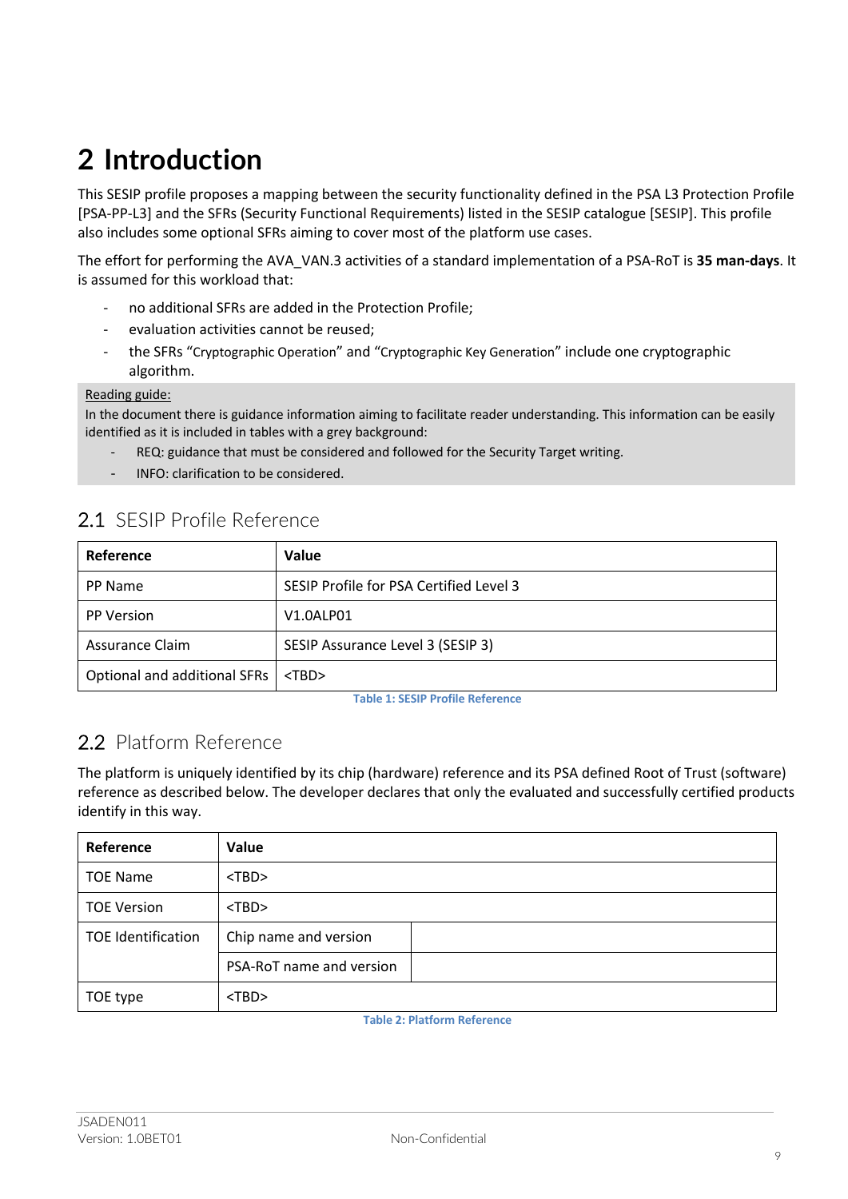# 2 Introduction

This SESIP profile proposes a mapping between the security functionality defined in the PSA L3 Protection Profile [PSA-PP-L3] and the SFRs (Security Functional Requirements) listed in the SESIP catalogue [SESIP]. This profile also includes some optional SFRs aiming to cover most of the platform use cases.

The effort for performing the AVA_VAN.3 activities of a standard implementation of a PSA-RoT is **35 man-days**. It is assumed for this workload that:

- no additional SFRs are added in the Protection Profile;
- evaluation activities cannot be reused;
- the SFRs “Cryptographic Operation” and “Cryptographic Key Generation” include one cryptographic algorithm.

Reading guide:
In the document there is guidance information aiming to facilitate reader understanding. This information can be easily identified as it is included in tables with a grey background:

- REQ: guidance that must be considered and followed for the Security Target writing.
- INFO: clarification to be considered.

## 2.1 SESIP Profile Reference

| Reference | Value |
| --- | --- |
| PP Name | SESIP Profile for PSA Certified Level 3 |
| PP Version | V1.0ALP01 |
| Assurance Claim | SESIP Assurance Level 3 (SESIP 3) |
| Optional and additional SFRs | <TBD> |

Table 1: SESIP Profile Reference

## 2.2 Platform Reference

The platform is uniquely identified by its chip (hardware) reference and its PSA defined Root of Trust (software) reference as described below. The developer declares that only the evaluated and successfully certified products identify in this way.

| Reference | Value | |
| --- | --- | --- |
| TOE Name | <TBD> | |
| TOE Version | <TBD> | |
| TOE Identification | Chip name and version | |
| | PSA-RoT name and version | |
| TOE type | <TBD> | |

Table 2: Platform Reference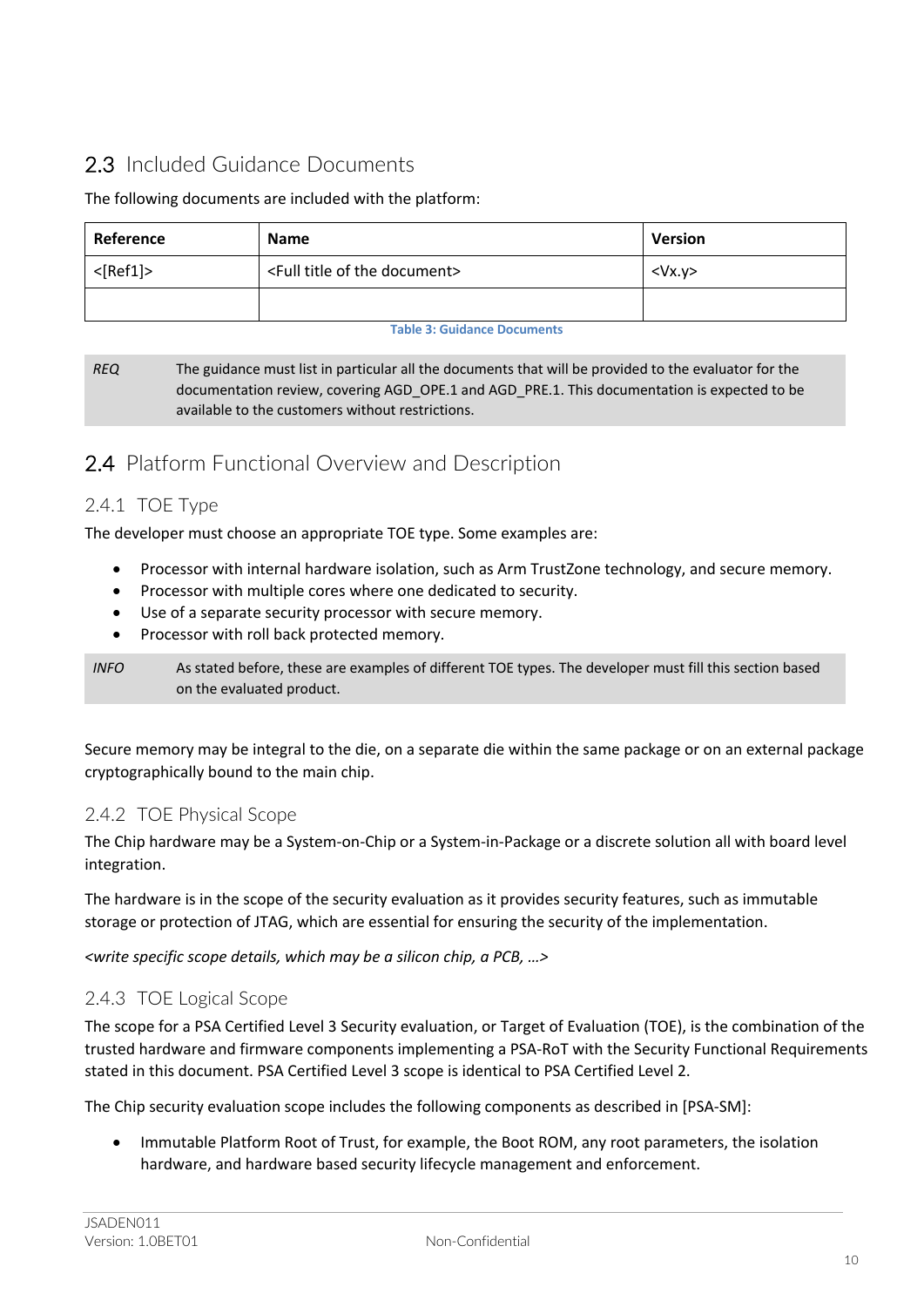## 2.3 Included Guidance Documents

The following documents are included with the platform:

| Reference | Name | Version |
|---|---|---|
| <[Ref1]> | <Full title of the document> | <Vx.y> |
| | | |

Table 3: Guidance Documents

| *REQ* | The guidance must list in particular all the documents that will be provided to the evaluator for the documentation review, covering AGD_OPE.1 and AGD_PRE.1. This documentation is expected to be available to the customers without restrictions. |
|---|---|

## 2.4 Platform Functional Overview and Description

### 2.4.1 TOE Type

The developer must choose an appropriate TOE type. Some examples are:

- Processor with internal hardware isolation, such as Arm TrustZone technology, and secure memory.
- Processor with multiple cores where one dedicated to security.
- Use of a separate security processor with secure memory.
- Processor with roll back protected memory.

| *INFO* | As stated before, these are examples of different TOE types. The developer must fill this section based on the evaluated product. |
|---|---|

Secure memory may be integral to the die, on a separate die within the same package or on an external package cryptographically bound to the main chip.

### 2.4.2 TOE Physical Scope

The Chip hardware may be a System-on-Chip or a System-in-Package or a discrete solution all with board level integration.

The hardware is in the scope of the security evaluation as it provides security features, such as immutable storage or protection of JTAG, which are essential for ensuring the security of the implementation.

*<write specific scope details, which may be a silicon chip, a PCB, …>*

### 2.4.3 TOE Logical Scope

The scope for a PSA Certified Level 3 Security evaluation, or Target of Evaluation (TOE), is the combination of the trusted hardware and firmware components implementing a PSA-RoT with the Security Functional Requirements stated in this document. PSA Certified Level 3 scope is identical to PSA Certified Level 2.

The Chip security evaluation scope includes the following components as described in [PSA-SM]:

- Immutable Platform Root of Trust, for example, the Boot ROM, any root parameters, the isolation hardware, and hardware based security lifecycle management and enforcement.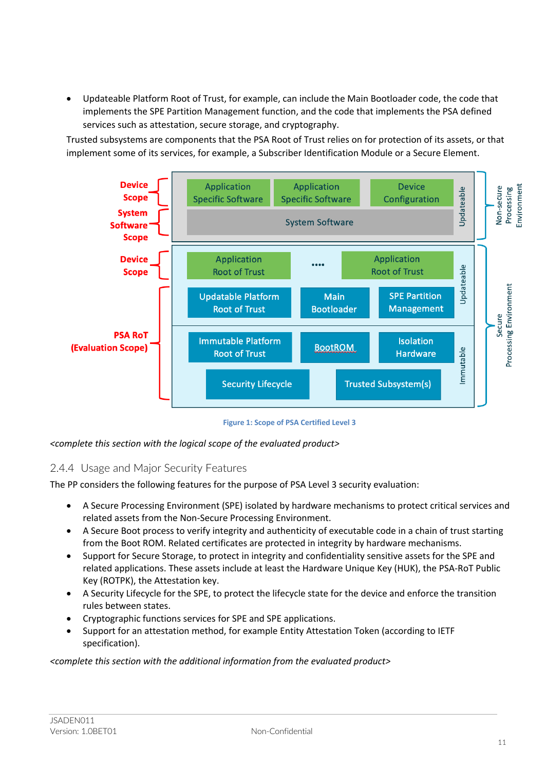- Updateable Platform Root of Trust, for example, can include the Main Bootloader code, the code that implements the SPE Partition Management function, and the code that implements the PSA defined services such as attestation, secure storage, and cryptography.

Trusted subsystems are components that the PSA Root of Trust relies on for protection of its assets, or that implement some of its services, for example, a Subscriber Identification Module or a Secure Element.

Figure 1: Scope of PSA Certified Level 3

*<complete this section with the logical scope of the evaluated product>*

### 2.4.4 Usage and Major Security Features

The PP considers the following features for the purpose of PSA Level 3 security evaluation:

- A Secure Processing Environment (SPE) isolated by hardware mechanisms to protect critical services and related assets from the Non-Secure Processing Environment.
- A Secure Boot process to verify integrity and authenticity of executable code in a chain of trust starting from the Boot ROM. Related certificates are protected in integrity by hardware mechanisms.
- Support for Secure Storage, to protect in integrity and confidentiality sensitive assets for the SPE and related applications. These assets include at least the Hardware Unique Key (HUK), the PSA-RoT Public Key (ROTPK), the Attestation key.
- A Security Lifecycle for the SPE, to protect the lifecycle state for the device and enforce the transition rules between states.
- Cryptographic functions services for SPE and SPE applications.
- Support for an attestation method, for example Entity Attestation Token (according to IETF specification).

*<complete this section with the additional information from the evaluated product>*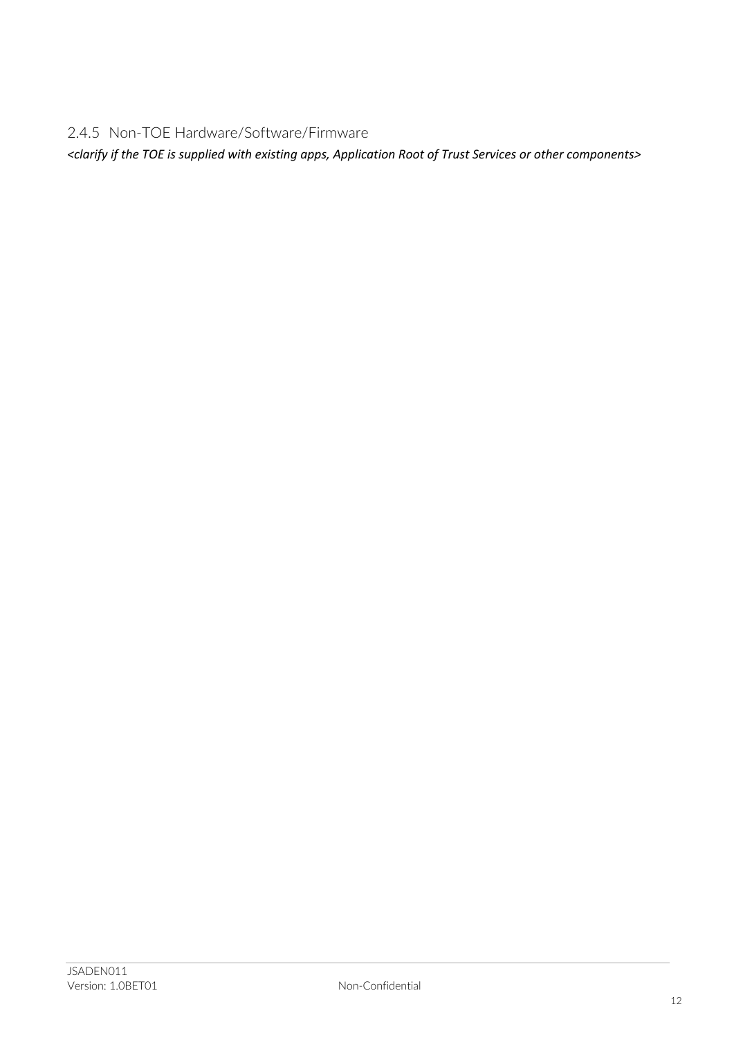### 2.4.5 Non-TOE Hardware/Software/Firmware

*<clarify if the TOE is supplied with existing apps, Application Root of Trust Services or other components>*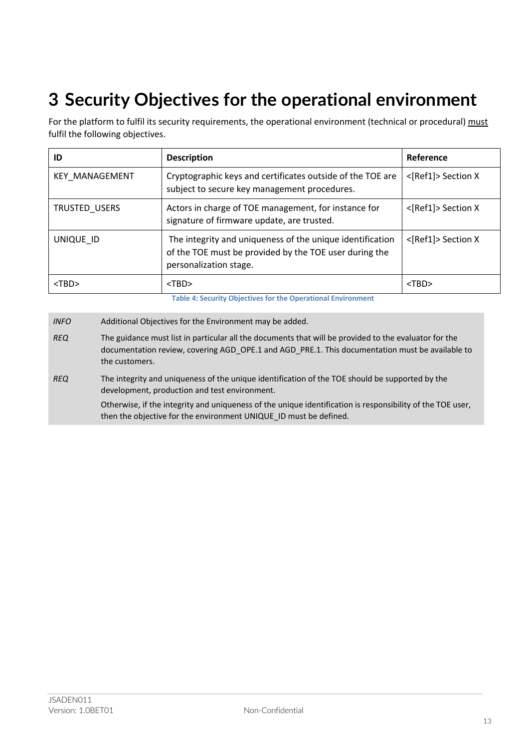# 3 Security Objectives for the operational environment

For the platform to fulfil its security requirements, the operational environment (technical or procedural) must fulfil the following objectives.

| ID | Description | Reference |
|---|---|---|
| KEY_MANAGEMENT | Cryptographic keys and certificates outside of the TOE are subject to secure key management procedures. | <[Ref1]> Section X |
| TRUSTED_USERS | Actors in charge of TOE management, for instance for signature of firmware update, are trusted. | <[Ref1]> Section X |
| UNIQUE_ID | The integrity and uniqueness of the unique identification of the TOE must be provided by the TOE user during the personalization stage. | <[Ref1]> Section X |
| <TBD> | <TBD> | <TBD> |

**Table 4: Security Objectives for the Operational Environment**

| | |
|---|---|
| *INFO* | Additional Objectives for the Environment may be added. |
| *REQ* | The guidance must list in particular all the documents that will be provided to the evaluator for the documentation review, covering AGD_OPE.1 and AGD_PRE.1. This documentation must be available to the customers. |
| *REQ* | The integrity and uniqueness of the unique identification of the TOE should be supported by the development, production and test environment. Otherwise, if the integrity and uniqueness of the unique identification is responsibility of the TOE user, then the objective for the environment UNIQUE_ID must be defined. |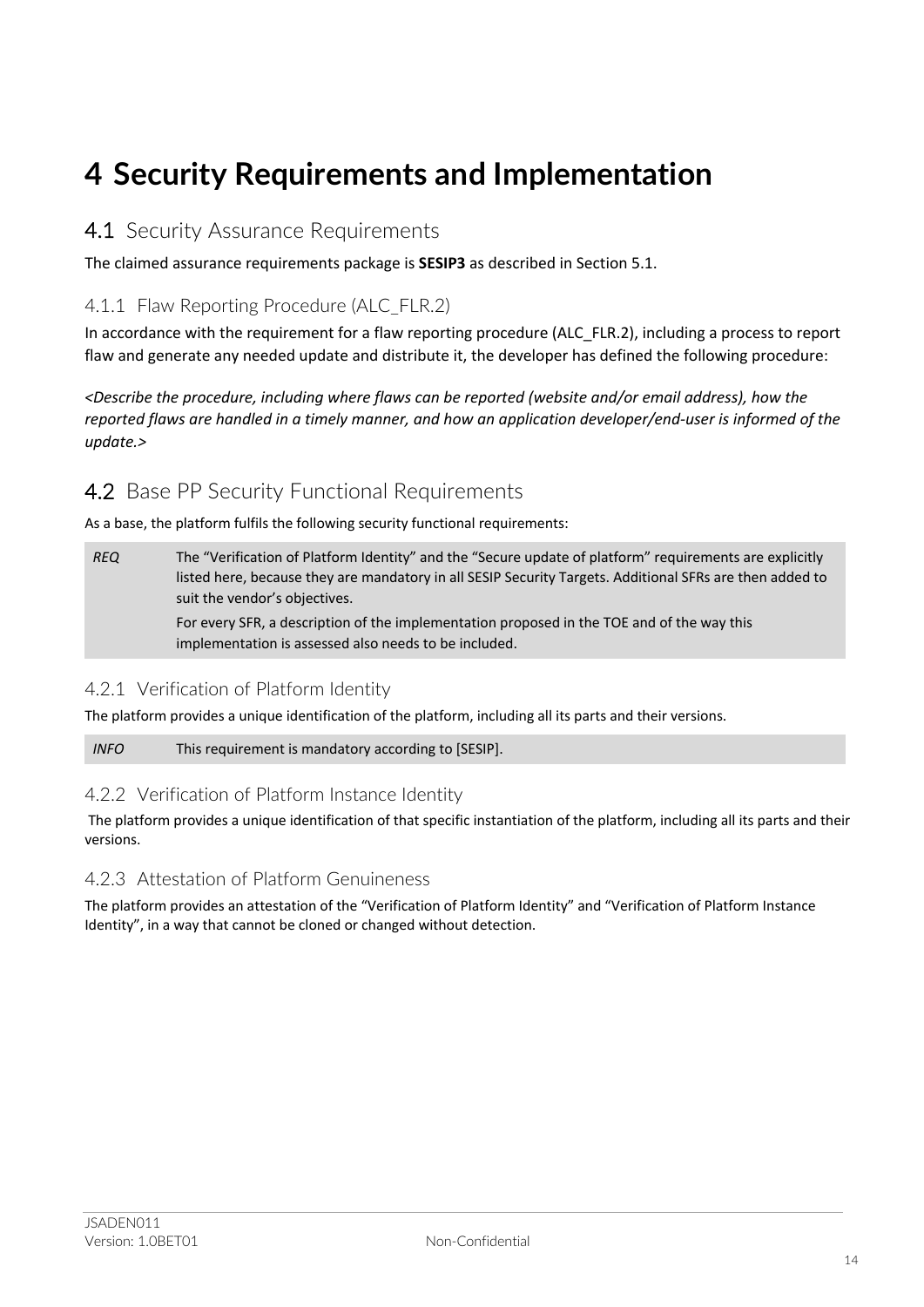# 4 Security Requirements and Implementation

## 4.1 Security Assurance Requirements

The claimed assurance requirements package is **SESIP3** as described in Section 5.1.

### 4.1.1 Flaw Reporting Procedure (ALC_FLR.2)

In accordance with the requirement for a flaw reporting procedure (ALC_FLR.2), including a process to report flaw and generate any needed update and distribute it, the developer has defined the following procedure:

*<Describe the procedure, including where flaws can be reported (website and/or email address), how the reported flaws are handled in a timely manner, and how an application developer/end-user is informed of the update.>*

## 4.2 Base PP Security Functional Requirements

As a base, the platform fulfils the following security functional requirements:

| | |
|---|---|
| *REQ* | The "Verification of Platform Identity" and the "Secure update of platform" requirements are explicitly listed here, because they are mandatory in all SESIP Security Targets. Additional SFRs are then added to suit the vendor's objectives.<br>For every SFR, a description of the implementation proposed in the TOE and of the way this implementation is assessed also needs to be included. |

### 4.2.1 Verification of Platform Identity

The platform provides a unique identification of the platform, including all its parts and their versions.

| | |
|---|---|
| *INFO* | This requirement is mandatory according to [SESIP]. |

### 4.2.2 Verification of Platform Instance Identity

The platform provides a unique identification of that specific instantiation of the platform, including all its parts and their versions.

### 4.2.3 Attestation of Platform Genuineness

The platform provides an attestation of the "Verification of Platform Identity" and "Verification of Platform Instance Identity", in a way that cannot be cloned or changed without detection.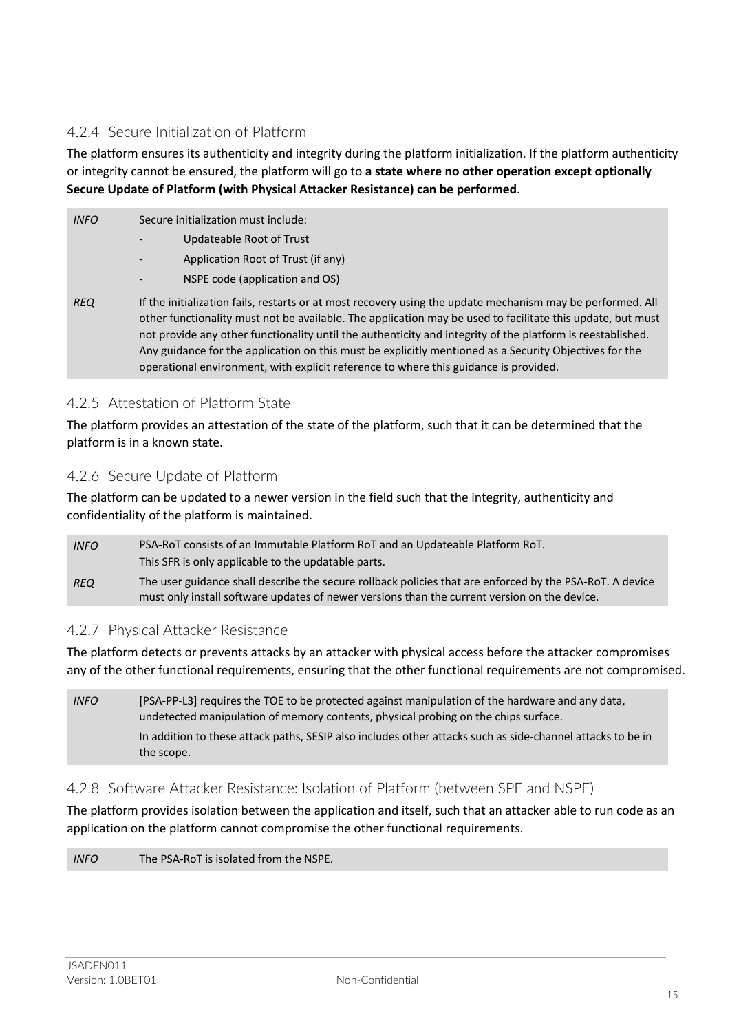### 4.2.4 Secure Initialization of Platform

The platform ensures its authenticity and integrity during the platform initialization. If the platform authenticity or integrity cannot be ensured, the platform will go to **a state where no other operation except optionally Secure Update of Platform (with Physical Attacker Resistance) can be performed**.

| | |
|---|---|
| *INFO* | Secure initialization must include:<br>- Updateable Root of Trust<br>- Application Root of Trust (if any)<br>- NSPE code (application and OS) |
| *REQ* | If the initialization fails, restarts or at most recovery using the update mechanism may be performed. All other functionality must not be available. The application may be used to facilitate this update, but must not provide any other functionality until the authenticity and integrity of the platform is reestablished. Any guidance for the application on this must be explicitly mentioned as a Security Objectives for the operational environment, with explicit reference to where this guidance is provided. |

### 4.2.5 Attestation of Platform State

The platform provides an attestation of the state of the platform, such that it can be determined that the platform is in a known state.

### 4.2.6 Secure Update of Platform

The platform can be updated to a newer version in the field such that the integrity, authenticity and confidentiality of the platform is maintained.

| | |
|---|---|
| *INFO* | PSA-RoT consists of an Immutable Platform RoT and an Updateable Platform RoT.<br>This SFR is only applicable to the updatable parts. |
| *REQ* | The user guidance shall describe the secure rollback policies that are enforced by the PSA-RoT. A device must only install software updates of newer versions than the current version on the device. |

### 4.2.7 Physical Attacker Resistance

The platform detects or prevents attacks by an attacker with physical access before the attacker compromises any of the other functional requirements, ensuring that the other functional requirements are not compromised.

| | |
|---|---|
| *INFO* | [PSA-PP-L3] requires the TOE to be protected against manipulation of the hardware and any data, undetected manipulation of memory contents, physical probing on the chips surface.<br>In addition to these attack paths, SESIP also includes other attacks such as side-channel attacks to be in the scope. |

### 4.2.8 Software Attacker Resistance: Isolation of Platform (between SPE and NSPE)

The platform provides isolation between the application and itself, such that an attacker able to run code as an application on the platform cannot compromise the other functional requirements.

| | |
|---|---|
| *INFO* | The PSA-RoT is isolated from the NSPE. |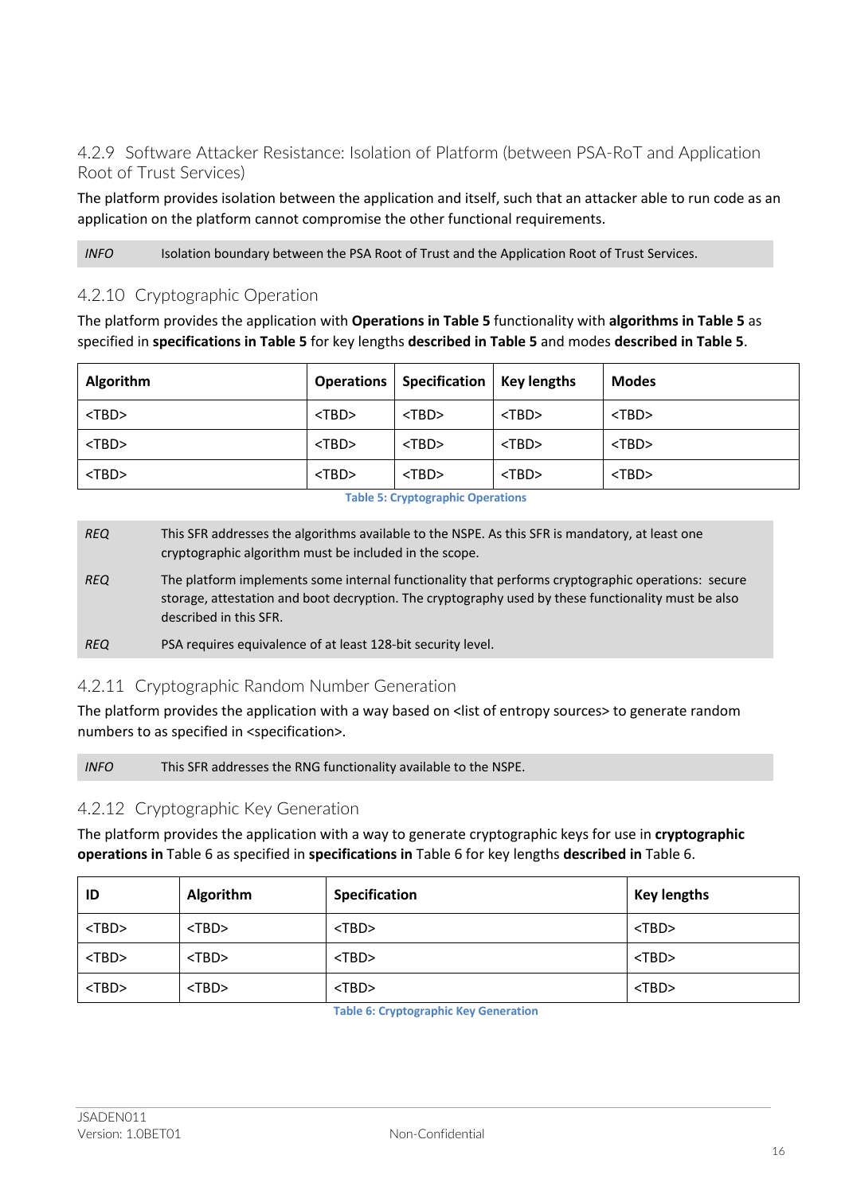### 4.2.9 Software Attacker Resistance: Isolation of Platform (between PSA-RoT and Application Root of Trust Services)

The platform provides isolation between the application and itself, such that an attacker able to run code as an application on the platform cannot compromise the other functional requirements.

| | |
|---|---|
| *INFO* | Isolation boundary between the PSA Root of Trust and the Application Root of Trust Services. |

### 4.2.10 Cryptographic Operation

The platform provides the application with **Operations in Table 5** functionality with **algorithms in Table 5** as specified in **specifications in Table 5** for key lengths **described in Table 5** and modes **described in Table 5**.

| Algorithm | Operations | Specification | Key lengths | Modes |
|---|---|---|---|---|
| <TBD> | <TBD> | <TBD> | <TBD> | <TBD> |
| <TBD> | <TBD> | <TBD> | <TBD> | <TBD> |
| <TBD> | <TBD> | <TBD> | <TBD> | <TBD> |

Table 5: Cryptographic Operations

| | |
|---|---|
| *REQ* | This SFR addresses the algorithms available to the NSPE. As this SFR is mandatory, at least one cryptographic algorithm must be included in the scope. |
| *REQ* | The platform implements some internal functionality that performs cryptographic operations: secure storage, attestation and boot decryption. The cryptography used by these functionality must be also described in this SFR. |
| *REQ* | PSA requires equivalence of at least 128-bit security level. |

### 4.2.11 Cryptographic Random Number Generation

The platform provides the application with a way based on <list of entropy sources> to generate random numbers to as specified in <specification>.

| | |
|---|---|
| *INFO* | This SFR addresses the RNG functionality available to the NSPE. |

### 4.2.12 Cryptographic Key Generation

The platform provides the application with a way to generate cryptographic keys for use in **cryptographic operations in** Table 6 as specified in **specifications in** Table 6 for key lengths **described in** Table 6.

| ID | Algorithm | Specification | Key lengths |
|---|---|---|---|
| <TBD> | <TBD> | <TBD> | <TBD> |
| <TBD> | <TBD> | <TBD> | <TBD> |
| <TBD> | <TBD> | <TBD> | <TBD> |

Table 6: Cryptographic Key Generation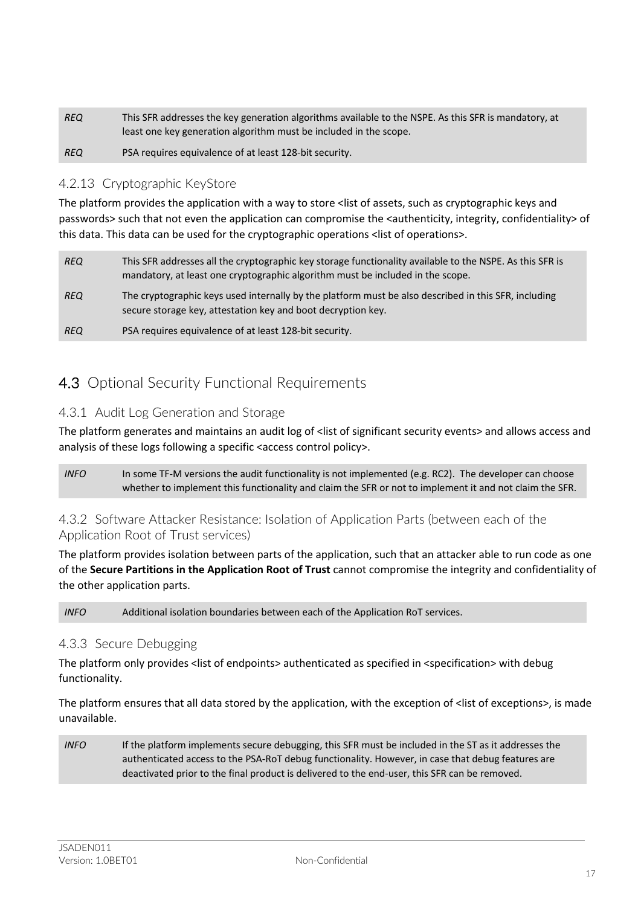| | |
|---|---|
| *REQ* | This SFR addresses the key generation algorithms available to the NSPE. As this SFR is mandatory, at least one key generation algorithm must be included in the scope. |
| *REQ* | PSA requires equivalence of at least 128-bit security. |

### 4.2.13 Cryptographic KeyStore

The platform provides the application with a way to store <list of assets, such as cryptographic keys and passwords> such that not even the application can compromise the <authenticity, integrity, confidentiality> of this data. This data can be used for the cryptographic operations <list of operations>.

| | |
|---|---|
| *REQ* | This SFR addresses all the cryptographic key storage functionality available to the NSPE. As this SFR is mandatory, at least one cryptographic algorithm must be included in the scope. |
| *REQ* | The cryptographic keys used internally by the platform must be also described in this SFR, including secure storage key, attestation key and boot decryption key. |
| *REQ* | PSA requires equivalence of at least 128-bit security. |

## 4.3 Optional Security Functional Requirements

### 4.3.1 Audit Log Generation and Storage

The platform generates and maintains an audit log of <list of significant security events> and allows access and analysis of these logs following a specific <access control policy>.

| | |
|---|---|
| *INFO* | In some TF-M versions the audit functionality is not implemented (e.g. RC2). The developer can choose whether to implement this functionality and claim the SFR or not to implement it and not claim the SFR. |

### 4.3.2 Software Attacker Resistance: Isolation of Application Parts (between each of the Application Root of Trust services)

The platform provides isolation between parts of the application, such that an attacker able to run code as one of the **Secure Partitions in the Application Root of Trust** cannot compromise the integrity and confidentiality of the other application parts.

| | |
|---|---|
| *INFO* | Additional isolation boundaries between each of the Application RoT services. |

### 4.3.3 Secure Debugging

The platform only provides <list of endpoints> authenticated as specified in <specification> with debug functionality.

The platform ensures that all data stored by the application, with the exception of <list of exceptions>, is made unavailable.

| | |
|---|---|
| *INFO* | If the platform implements secure debugging, this SFR must be included in the ST as it addresses the authenticated access to the PSA-RoT debug functionality. However, in case that debug features are deactivated prior to the final product is delivered to the end-user, this SFR can be removed. |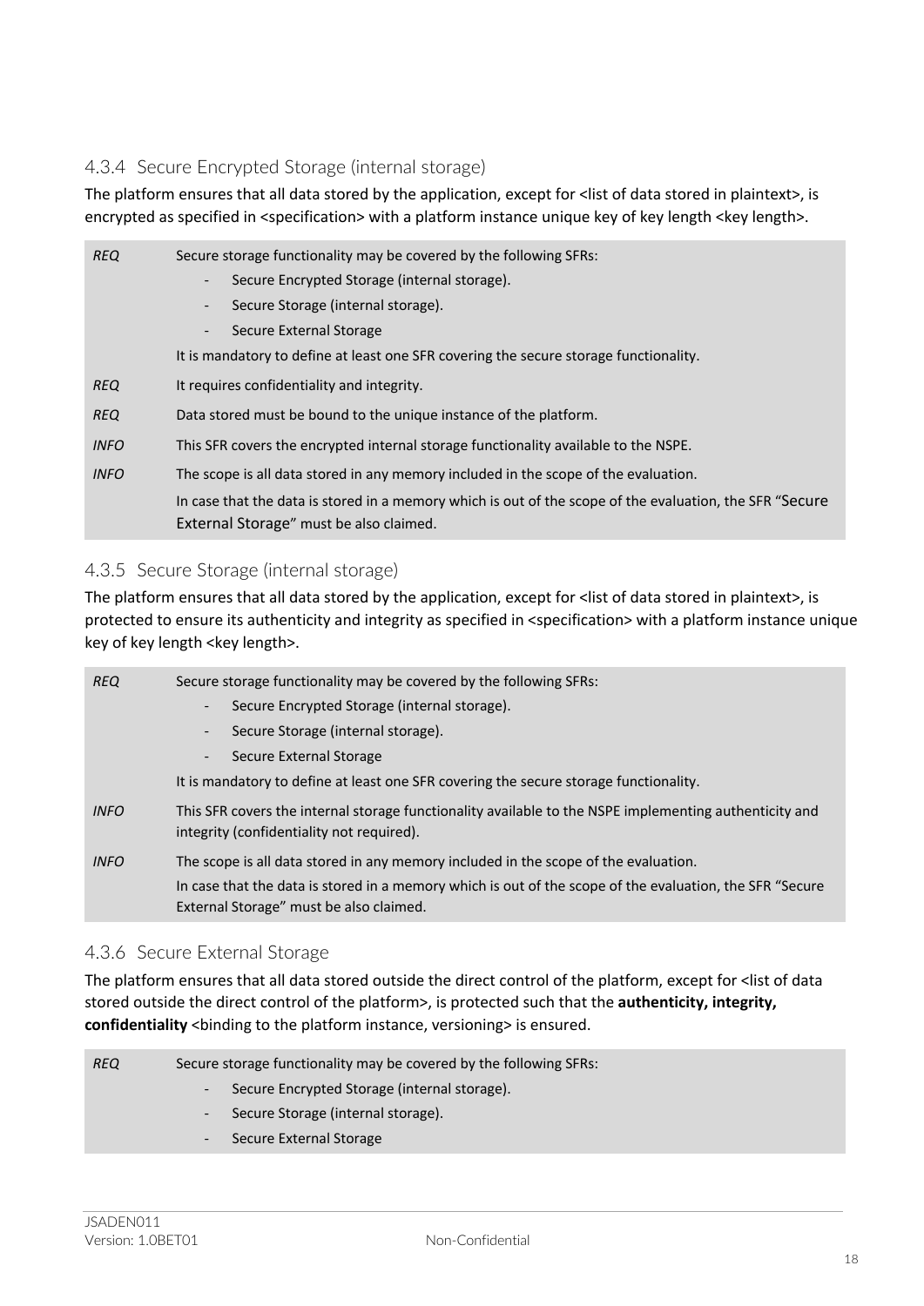### 4.3.4 Secure Encrypted Storage (internal storage)

The platform ensures that all data stored by the application, except for <list of data stored in plaintext>, is encrypted as specified in <specification> with a platform instance unique key of key length <key length>.

| | |
|---|---|
| *REQ* | Secure storage functionality may be covered by the following SFRs:<br>- Secure Encrypted Storage (internal storage).<br>- Secure Storage (internal storage).<br>- Secure External Storage<br>It is mandatory to define at least one SFR covering the secure storage functionality. |
| *REQ* | It requires confidentiality and integrity. |
| *REQ* | Data stored must be bound to the unique instance of the platform. |
| *INFO* | This SFR covers the encrypted internal storage functionality available to the NSPE. |
| *INFO* | The scope is all data stored in any memory included in the scope of the evaluation.<br>In case that the data is stored in a memory which is out of the scope of the evaluation, the SFR "Secure External Storage" must be also claimed. |

### 4.3.5 Secure Storage (internal storage)

The platform ensures that all data stored by the application, except for <list of data stored in plaintext>, is protected to ensure its authenticity and integrity as specified in <specification> with a platform instance unique key of key length <key length>.

| | |
|---|---|
| *REQ* | Secure storage functionality may be covered by the following SFRs:<br>- Secure Encrypted Storage (internal storage).<br>- Secure Storage (internal storage).<br>- Secure External Storage<br>It is mandatory to define at least one SFR covering the secure storage functionality. |
| *INFO* | This SFR covers the internal storage functionality available to the NSPE implementing authenticity and integrity (confidentiality not required). |
| *INFO* | The scope is all data stored in any memory included in the scope of the evaluation.<br>In case that the data is stored in a memory which is out of the scope of the evaluation, the SFR "Secure External Storage" must be also claimed. |

### 4.3.6 Secure External Storage

The platform ensures that all data stored outside the direct control of the platform, except for <list of data stored outside the direct control of the platform>, is protected such that the **authenticity, integrity, confidentiality** <binding to the platform instance, versioning> is ensured.

| | |
|---|---|
| *REQ* | Secure storage functionality may be covered by the following SFRs:<br>- Secure Encrypted Storage (internal storage).<br>- Secure Storage (internal storage).<br>- Secure External Storage |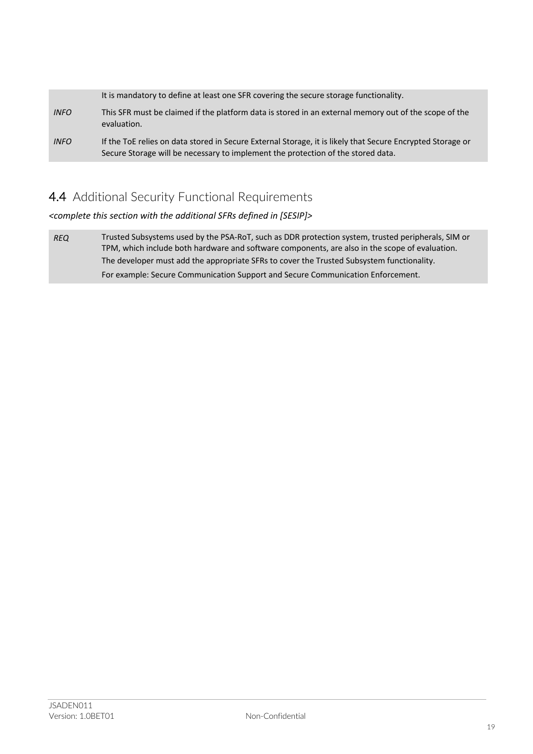| | |
|---|---|
| | It is mandatory to define at least one SFR covering the secure storage functionality. |
| *INFO* | This SFR must be claimed if the platform data is stored in an external memory out of the scope of the evaluation. |
| *INFO* | If the ToE relies on data stored in Secure External Storage, it is likely that Secure Encrypted Storage or Secure Storage will be necessary to implement the protection of the stored data. |

## 4.4 Additional Security Functional Requirements

*<complete this section with the additional SFRs defined in [SESIP]>*

| | |
|---|---|
| *REQ* | Trusted Subsystems used by the PSA-RoT, such as DDR protection system, trusted peripherals, SIM or TPM, which include both hardware and software components, are also in the scope of evaluation.<br>The developer must add the appropriate SFRs to cover the Trusted Subsystem functionality.<br>For example: Secure Communication Support and Secure Communication Enforcement. |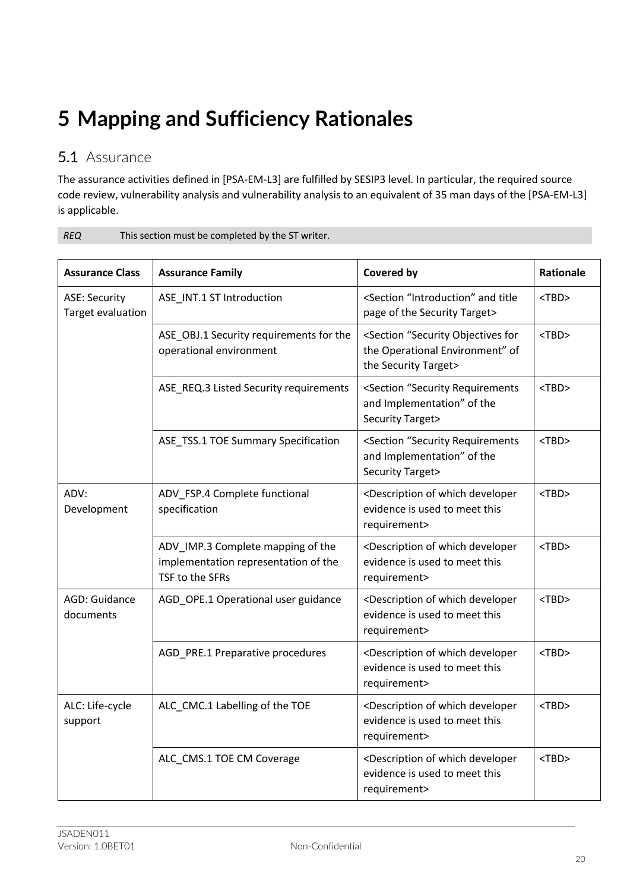# 5 Mapping and Sufficiency Rationales

## 5.1 Assurance

The assurance activities defined in [PSA-EM-L3] are fulfilled by SESIP3 level. In particular, the required source code review, vulnerability analysis and vulnerability analysis to an equivalent of 35 man days of the [PSA-EM-L3] is applicable.

| *REQ* | This section must be completed by the ST writer. |
|---|---|

| Assurance Class | Assurance Family | Covered by | Rationale |
|---|---|---|---|
| ASE: Security Target evaluation | ASE_INT.1 ST Introduction | <Section “Introduction” and title page of the Security Target> | <TBD> |
| | ASE_OBJ.1 Security requirements for the operational environment | <Section “Security Objectives for the Operational Environment” of the Security Target> | <TBD> |
| | ASE_REQ.3 Listed Security requirements | <Section “Security Requirements and Implementation” of the Security Target> | <TBD> |
| | ASE_TSS.1 TOE Summary Specification | <Section “Security Requirements and Implementation” of the Security Target> | <TBD> |
| ADV: Development | ADV_FSP.4 Complete functional specification | <Description of which developer evidence is used to meet this requirement> | <TBD> |
| | ADV_IMP.3 Complete mapping of the implementation representation of the TSF to the SFRs | <Description of which developer evidence is used to meet this requirement> | <TBD> |
| AGD: Guidance documents | AGD_OPE.1 Operational user guidance | <Description of which developer evidence is used to meet this requirement> | <TBD> |
| | AGD_PRE.1 Preparative procedures | <Description of which developer evidence is used to meet this requirement> | <TBD> |
| ALC: Life-cycle support | ALC_CMC.1 Labelling of the TOE | <Description of which developer evidence is used to meet this requirement> | <TBD> |
| | ALC_CMS.1 TOE CM Coverage | <Description of which developer evidence is used to meet this requirement> | <TBD> |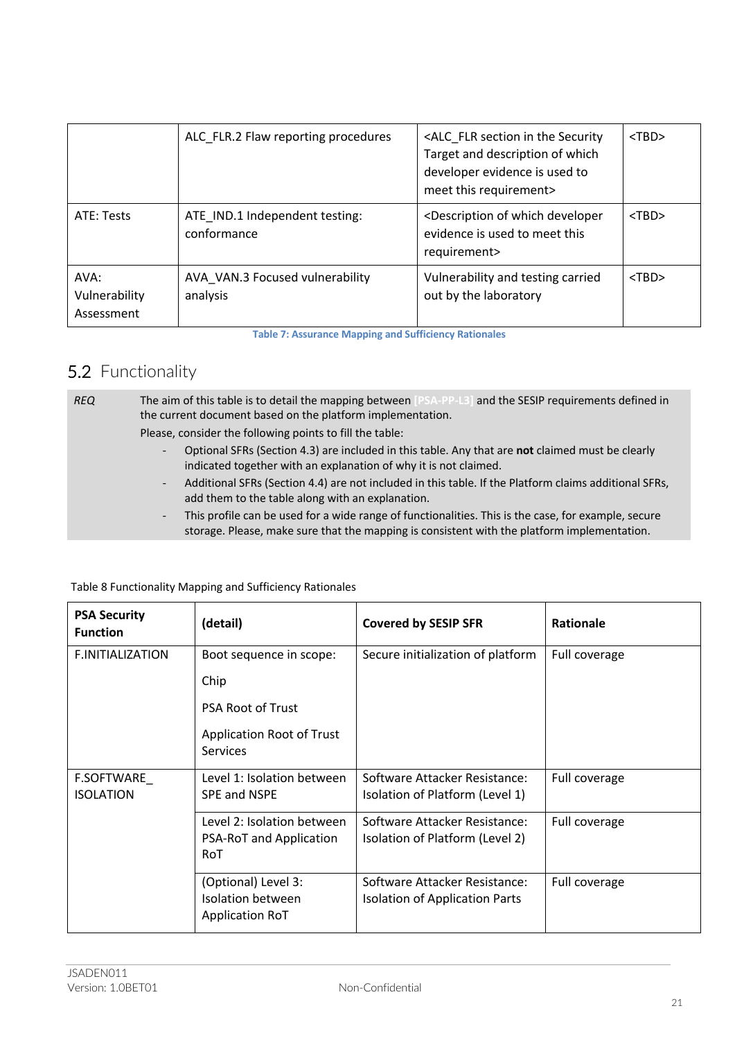| | ALC_FLR.2 Flaw reporting procedures | <ALC_FLR section in the Security Target and description of which developer evidence is used to meet this requirement> | <TBD> |
|---|---|---|---|
| ATE: Tests | ATE_IND.1 Independent testing: conformance | <Description of which developer evidence is used to meet this requirement> | <TBD> |
| AVA: Vulnerability Assessment | AVA_VAN.3 Focused vulnerability analysis | Vulnerability and testing carried out by the laboratory | <TBD> |

Table 7: Assurance Mapping and Sufficiency Rationales

## 5.2 Functionality

*REQ* The aim of this table is to detail the mapping between [PSA-PP-L3] and the SESIP requirements defined in the current document based on the platform implementation.

Please, consider the following points to fill the table:

- Optional SFRs (Section 4.3) are included in this table. Any that are **not** claimed must be clearly indicated together with an explanation of why it is not claimed.
- Additional SFRs (Section 4.4) are not included in this table. If the Platform claims additional SFRs, add them to the table along with an explanation.
- This profile can be used for a wide range of functionalities. This is the case, for example, secure storage. Please, make sure that the mapping is consistent with the platform implementation.

Table 8 Functionality Mapping and Sufficiency Rationales

| **PSA Security Function** | **(detail)** | **Covered by SESIP SFR** | **Rationale** |
|---|---|---|---|
| F.INITIALIZATION | Boot sequence in scope:<br>Chip<br>PSA Root of Trust<br>Application Root of Trust Services | Secure initialization of platform | Full coverage |
| F.SOFTWARE_ ISOLATION | Level 1: Isolation between SPE and NSPE | Software Attacker Resistance: Isolation of Platform (Level 1) | Full coverage |
| | Level 2: Isolation between PSA-RoT and Application RoT | Software Attacker Resistance: Isolation of Platform (Level 2) | Full coverage |
| | (Optional) Level 3: Isolation between Application RoT | Software Attacker Resistance: Isolation of Application Parts | Full coverage |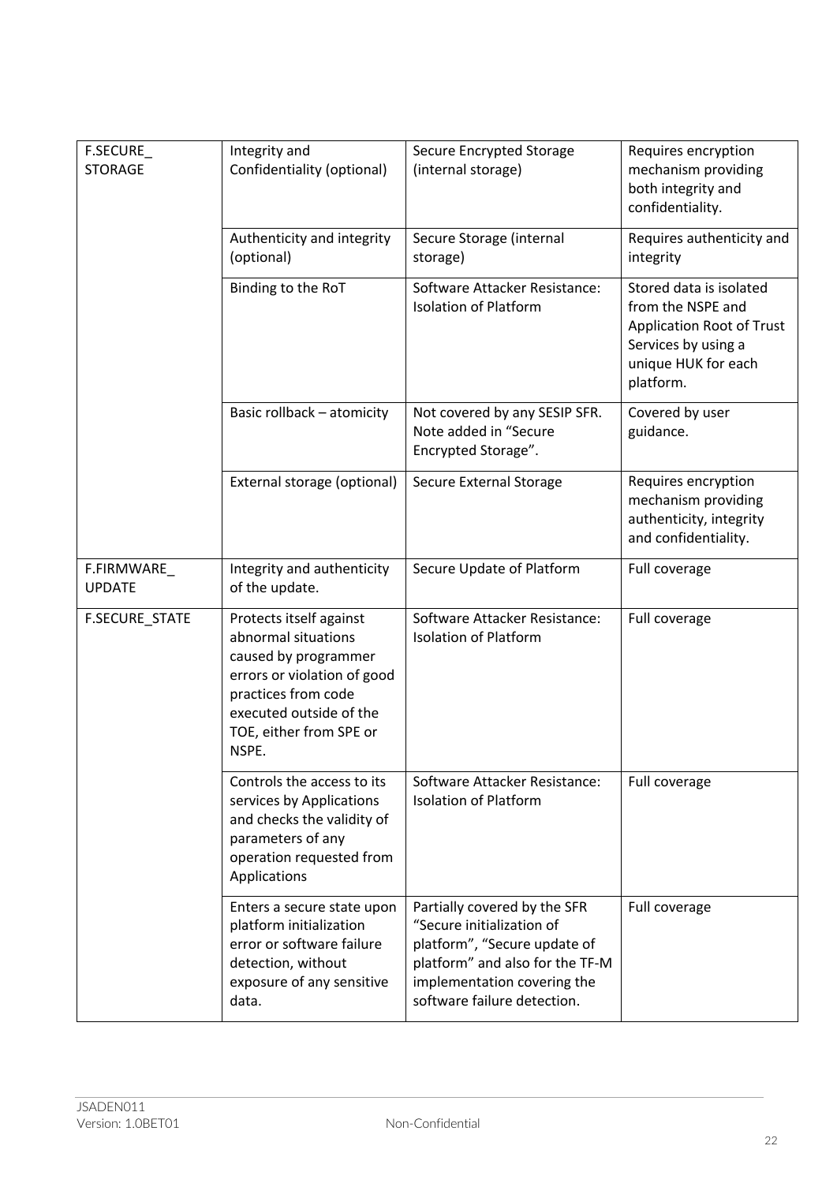| | | | |
|---|---|---|---|
| F.SECURE_ STORAGE | Integrity and Confidentiality (optional) | Secure Encrypted Storage (internal storage) | Requires encryption mechanism providing both integrity and confidentiality. |
| | Authenticity and integrity (optional) | Secure Storage (internal storage) | Requires authenticity and integrity |
| | Binding to the RoT | Software Attacker Resistance: Isolation of Platform | Stored data is isolated from the NSPE and Application Root of Trust Services by using a unique HUK for each platform. |
| | Basic rollback – atomicity | Not covered by any SESIP SFR. Note added in "Secure Encrypted Storage". | Covered by user guidance. |
| | External storage (optional) | Secure External Storage | Requires encryption mechanism providing authenticity, integrity and confidentiality. |
| F.FIRMWARE_ UPDATE | Integrity and authenticity of the update. | Secure Update of Platform | Full coverage |
| F.SECURE_STATE | Protects itself against abnormal situations caused by programmer errors or violation of good practices from code executed outside of the TOE, either from SPE or NSPE. | Software Attacker Resistance: Isolation of Platform | Full coverage |
| | Controls the access to its services by Applications and checks the validity of parameters of any operation requested from Applications | Software Attacker Resistance: Isolation of Platform | Full coverage |
| | Enters a secure state upon platform initialization error or software failure detection, without exposure of any sensitive data. | Partially covered by the SFR "Secure initialization of platform", "Secure update of platform" and also for the TF-M implementation covering the software failure detection. | Full coverage |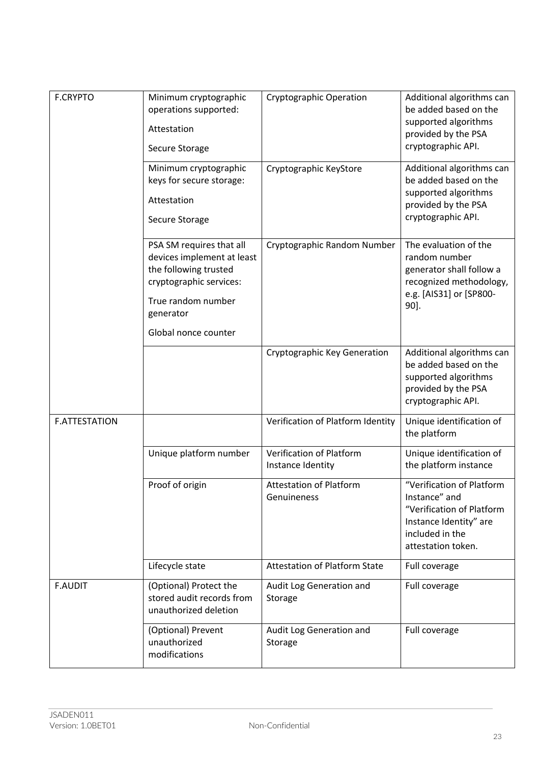| F.CRYPTO | Minimum cryptographic operations supported:<br><br>Attestation<br><br>Secure Storage | Cryptographic Operation | Additional algorithms can be added based on the supported algorithms provided by the PSA cryptographic API. |
|---|---|---|---|
| | Minimum cryptographic keys for secure storage:<br><br>Attestation<br><br>Secure Storage | Cryptographic KeyStore | Additional algorithms can be added based on the supported algorithms provided by the PSA cryptographic API. |
| | PSA SM requires that all devices implement at least the following trusted cryptographic services:<br><br>True random number generator<br><br>Global nonce counter | Cryptographic Random Number | The evaluation of the random number generator shall follow a recognized methodology, e.g. [AIS31] or [SP800-90]. |
| | | Cryptographic Key Generation | Additional algorithms can be added based on the supported algorithms provided by the PSA cryptographic API. |
| F.ATTESTATION | | Verification of Platform Identity | Unique identification of the platform |
| | Unique platform number | Verification of Platform Instance Identity | Unique identification of the platform instance |
| | Proof of origin | Attestation of Platform Genuineness | "Verification of Platform Instance" and "Verification of Platform Instance Identity" are included in the attestation token. |
| | Lifecycle state | Attestation of Platform State | Full coverage |
| F.AUDIT | (Optional) Protect the stored audit records from unauthorized deletion | Audit Log Generation and Storage | Full coverage |
| | (Optional) Prevent unauthorized modifications | Audit Log Generation and Storage | Full coverage |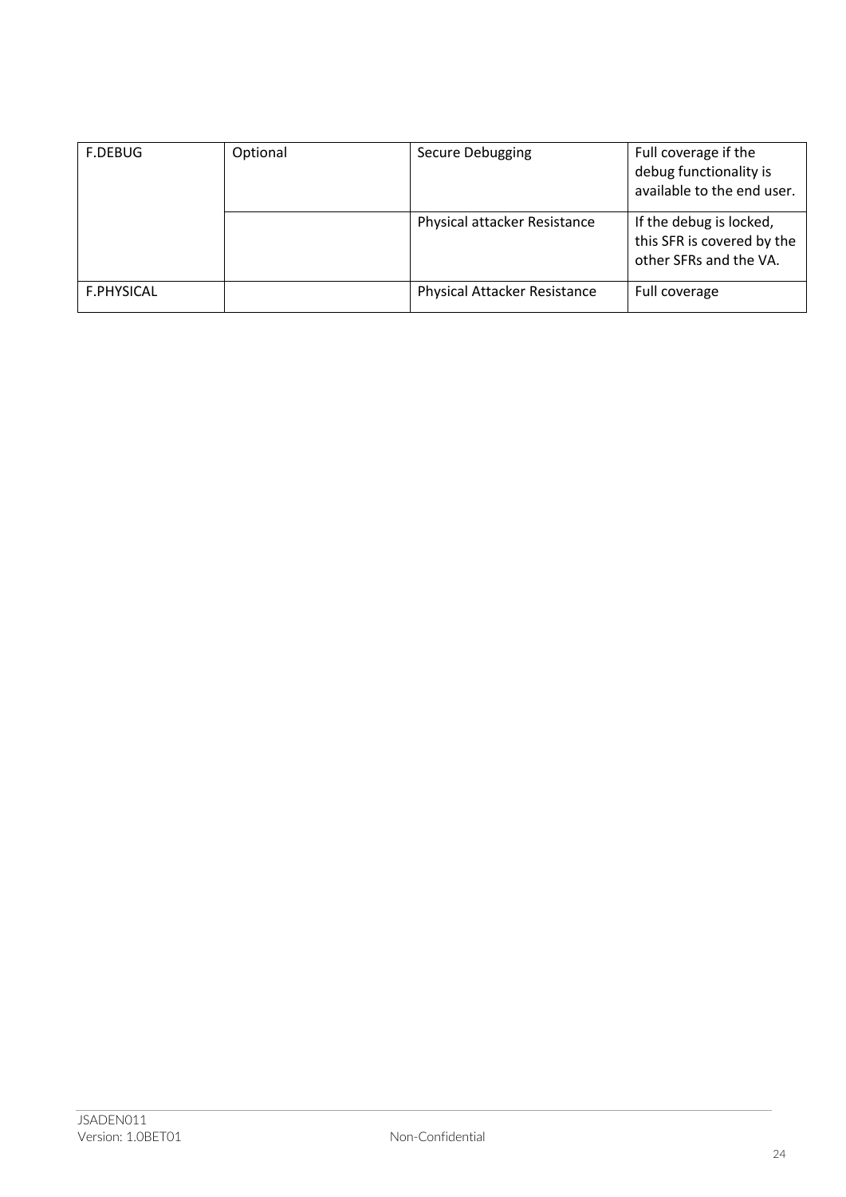| | | | |
|---|---|---|---|
| F.DEBUG | Optional | Secure Debugging | Full coverage if the debug functionality is available to the end user. |
| | | Physical attacker Resistance | If the debug is locked, this SFR is covered by the other SFRs and the VA. |
| F.PHYSICAL | | Physical Attacker Resistance | Full coverage |